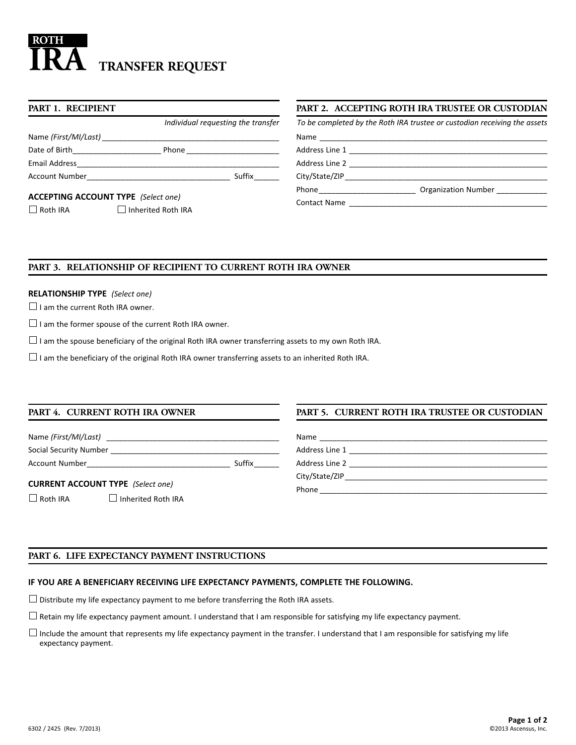# ROTH IRA TRANSFER REQUEST

## PART 1. RECIPIENT

*Individual requesting the transfer*

Name *(First/MI/Last)* ____________________________________________

Date of Birth_____________________ Phone ______________________

Email Address_________________________________________________

Account Number_________________________________ Suffix______

**ACCEPTING ACCOUNT TYPE** *(Select one)*

☐ Roth IRA ☐ Inherited Roth IRA

## PART 2. ACCEPTING ROTH IRA TRUSTEE OR CUSTODIAN

*To be completed by the Roth IRA trustee or custodian receiving the assets*

Name ________________________________________________________

Address Line 1 ________________________________________________

Address Line 2 ________________________________________________

City/State/ZIP_________________________________________________

Phone______________________ Organization Number ____________

Contact Name _______________________________________________

## PART 3. RELATIONSHIP OF RECIPIENT TO CURRENT ROTH IRA OWNER

**RELATIONSHIP TYPE** *(Select one)*

☐ I am the current Roth IRA owner.

☐ I am the former spouse of the current Roth IRA owner.

☐ I am the spouse beneficiary of the original Roth IRA owner transferring assets to my own Roth IRA.

☐ I am the beneficiary of the original Roth IRA owner transferring assets to an inherited Roth IRA.

## PART 4. CURRENT ROTH IRA OWNER

Name *(First/MI/Last)* ________________________________________

Social Security Number ________________________________________

Account Number_________________________________ Suffix______

**CURRENT ACCOUNT TYPE** *(Select one)*

☐ Roth IRA ☐ Inherited Roth IRA

## PART 5. CURRENT ROTH IRA TRUSTEE OR CUSTODIAN

Name ________________________________________________________

Address Line 1 ________________________________________________

Address Line 2 ________________________________________________

City/State/ZIP_________________________________________________

Phone ________________________________________________________

## PART 6. LIFE EXPECTANCY PAYMENT INSTRUCTIONS

**IF YOU ARE A BENEFICIARY RECEIVING LIFE EXPECTANCY PAYMENTS, COMPLETE THE FOLLOWING.**

☐ Distribute my life expectancy payment to me before transferring the Roth IRA assets.

☐ Retain my life expectancy payment amount. I understand that I am responsible for satisfying my life expectancy payment.

☐ Include the amount that represents my life expectancy payment in the transfer. I understand that I am responsible for satisfying my life expectancy payment.

6302 / 2425 (Rev. 7/2013) ©2013 Ascensus, Inc.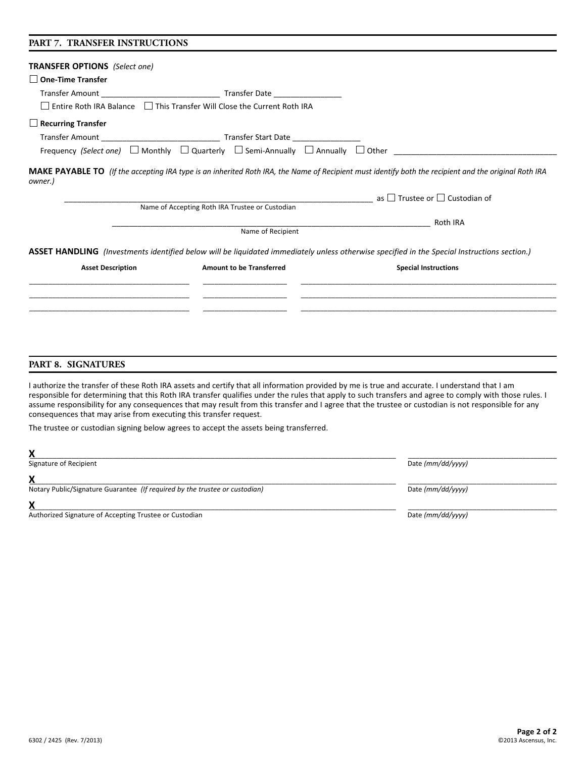## PART 7. TRANSFER INSTRUCTIONS

**TRANSFER OPTIONS** *(Select one)*

☐ **One-Time Transfer**

Transfer Amount ___________________________ Transfer Date _______________

☐ Entire Roth IRA Balance ☐ This Transfer Will Close the Current Roth IRA

☐ **Recurring Transfer**

Transfer Amount ___________________________ Transfer Start Date _______________

Frequency *(Select one)* ☐ Monthly ☐ Quarterly ☐ Semi-Annually ☐ Annually ☐ Other ____________________________________

**MAKE PAYABLE TO** *(If the accepting IRA type is an inherited Roth IRA, the Name of Recipient must identify both the recipient and the original Roth IRA owner.)*

______________________________________________________________________ as ☐ Trustee or ☐ Custodian of
Name of Accepting Roth IRA Trustee or Custodian

________________________________________________________________________ Roth IRA
Name of Recipient

**ASSET HANDLING** *(Investments identified below will be liquidated immediately unless otherwise specified in the Special Instructions section.)*

| Asset Description | Amount to be Transferred | Special Instructions |
|---|---|---|
| | | |
| | | |
| | | |

## PART 8. SIGNATURES

I authorize the transfer of these Roth IRA assets and certify that all information provided by me is true and accurate. I understand that I am responsible for determining that this Roth IRA transfer qualifies under the rules that apply to such transfers and agree to comply with those rules. I assume responsibility for any consequences that may result from this transfer and I agree that the trustee or custodian is not responsible for any consequences that may arise from executing this transfer request.

The trustee or custodian signing below agrees to accept the assets being transferred.

**X**______________________________________________________________ ______________________
Signature of Recipient Date *(mm/dd/yyyy)*

**X**______________________________________________________________ ______________________
Notary Public/Signature Guarantee *(If required by the trustee or custodian)* Date *(mm/dd/yyyy)*

**X**______________________________________________________________ ______________________
Authorized Signature of Accepting Trustee or Custodian Date *(mm/dd/yyyy)*

6302 / 2425 (Rev. 7/2013)

©2013 Ascensus, Inc.